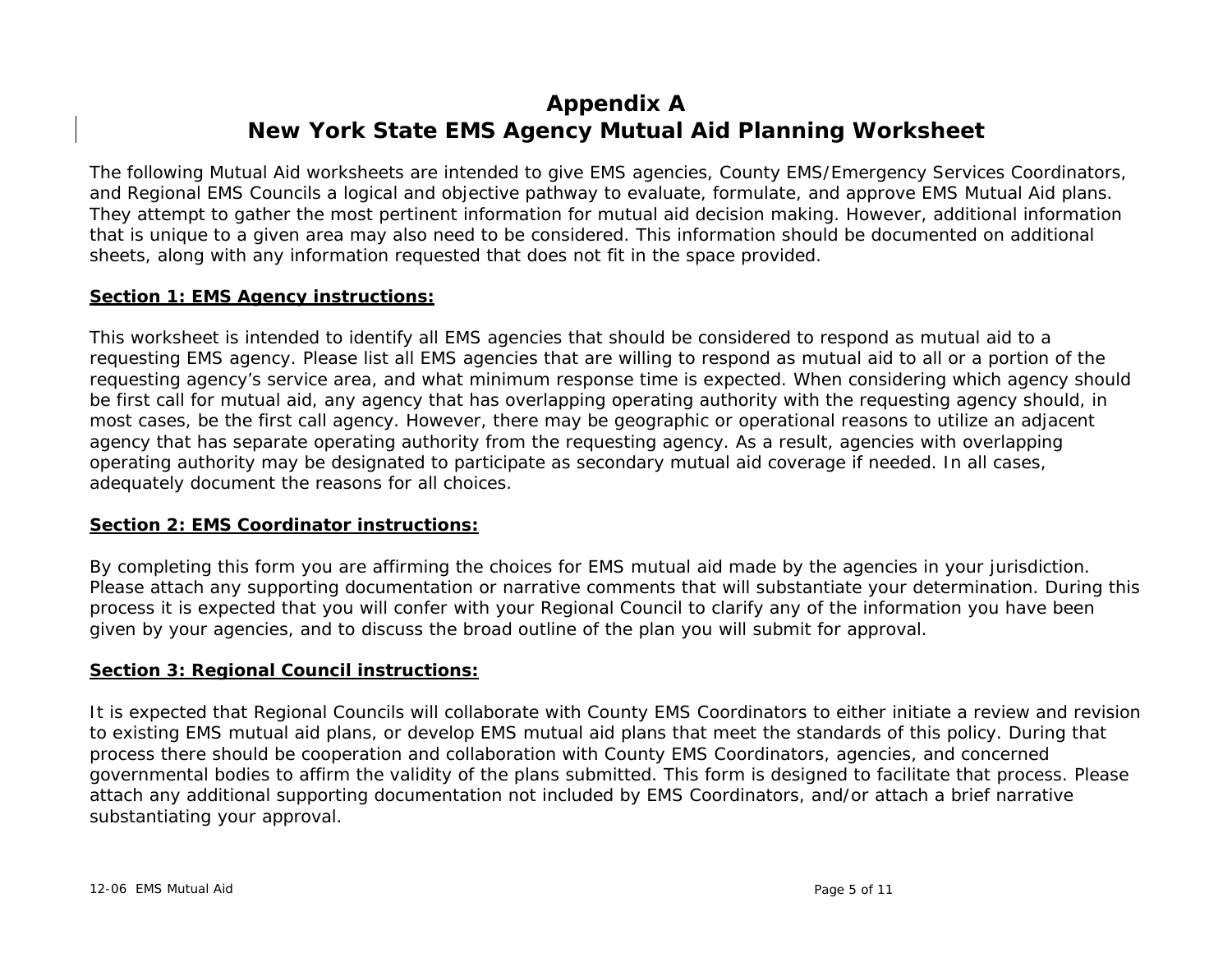# Appendix A
# New York State EMS Agency Mutual Aid Planning Worksheet

The following Mutual Aid worksheets are intended to give EMS agencies, County EMS/Emergency Services Coordinators, and Regional EMS Councils a logical and objective pathway to evaluate, formulate, and approve EMS Mutual Aid plans. They attempt to gather the most pertinent information for mutual aid decision making. However, additional information that is unique to a given area may also need to be considered. This information should be documented on additional sheets, along with any information requested that does not fit in the space provided.

**Section 1: EMS Agency instructions:**

This worksheet is intended to identify all EMS agencies that should be considered to respond as mutual aid to a requesting EMS agency. Please list all EMS agencies that are willing to respond as mutual aid to all or a portion of the requesting agency's service area, and what minimum response time is expected. When considering which agency should be first call for mutual aid, any agency that has overlapping operating authority with the requesting agency should, in most cases, be the first call agency. However, there may be geographic or operational reasons to utilize an adjacent agency that has separate operating authority from the requesting agency. As a result, agencies with overlapping operating authority may be designated to participate as secondary mutual aid coverage if needed. In all cases, adequately document the reasons for all choices.

**Section 2: EMS Coordinator instructions:**

By completing this form you are affirming the choices for EMS mutual aid made by the agencies in your jurisdiction. Please attach any supporting documentation or narrative comments that will substantiate your determination. During this process it is expected that you will confer with your Regional Council to clarify any of the information you have been given by your agencies, and to discuss the broad outline of the plan you will submit for approval.

**Section 3: Regional Council instructions:**

It is expected that Regional Councils will collaborate with County EMS Coordinators to either initiate a review and revision to existing EMS mutual aid plans, or develop EMS mutual aid plans that meet the standards of this policy. During that process there should be cooperation and collaboration with County EMS Coordinators, agencies, and concerned governmental bodies to affirm the validity of the plans submitted. This form is designed to facilitate that process. Please attach any additional supporting documentation not included by EMS Coordinators, and/or attach a brief narrative substantiating your approval.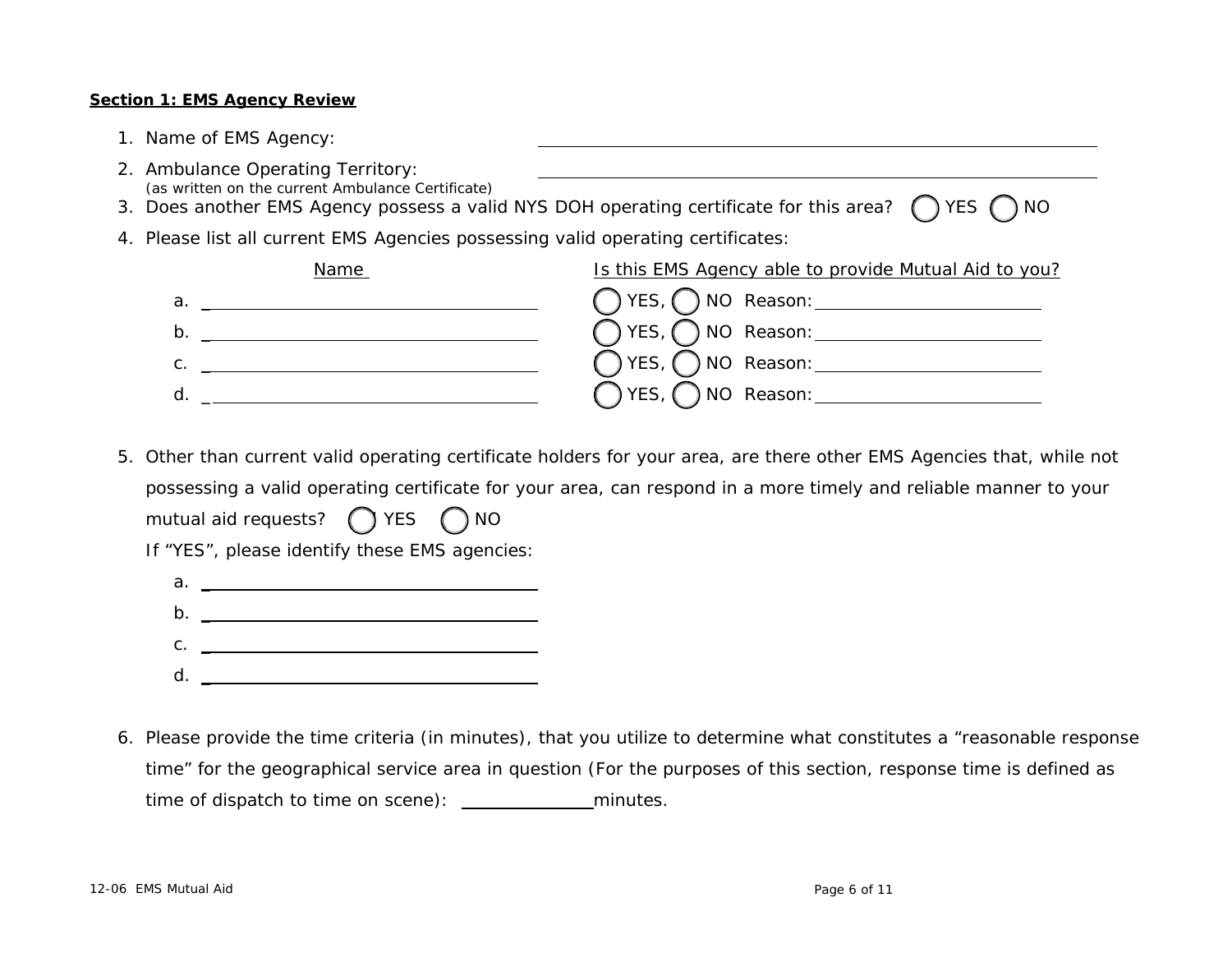**Section 1: EMS Agency Review**

1. Name of EMS Agency: ______________________________
2. Ambulance Operating Territory: ______________________________
   (as written on the current Ambulance Certificate)
3. Does another EMS Agency possess a valid NYS DOH operating certificate for this area? ◯ YES ◯ NO
4. Please list all current EMS Agencies possessing valid operating certificates:

| Name | Is this EMS Agency able to provide Mutual Aid to you? |
|---|---|
| a. ______________________ | ◯ YES, ◯ NO Reason: ______________ |
| b. ______________________ | ◯ YES, ◯ NO Reason: ______________ |
| c. ______________________ | ◯ YES, ◯ NO Reason: ______________ |
| d. ______________________ | ◯ YES, ◯ NO Reason: ______________ |

5. Other than current valid operating certificate holders for your area, are there other EMS Agencies that, while not possessing a valid operating certificate for your area, can respond in a more timely and reliable manner to your mutual aid requests? ◯ YES ◯ NO

   If "YES", please identify these EMS agencies:

   a. ______________________
   b. ______________________
   c. ______________________
   d. ______________________

6. Please provide the time criteria (in minutes), that you utilize to determine what constitutes a "reasonable response time" for the geographical service area in question (For the purposes of this section, response time is defined as time of dispatch to time on scene): __________minutes.

12-06 EMS Mutual Aid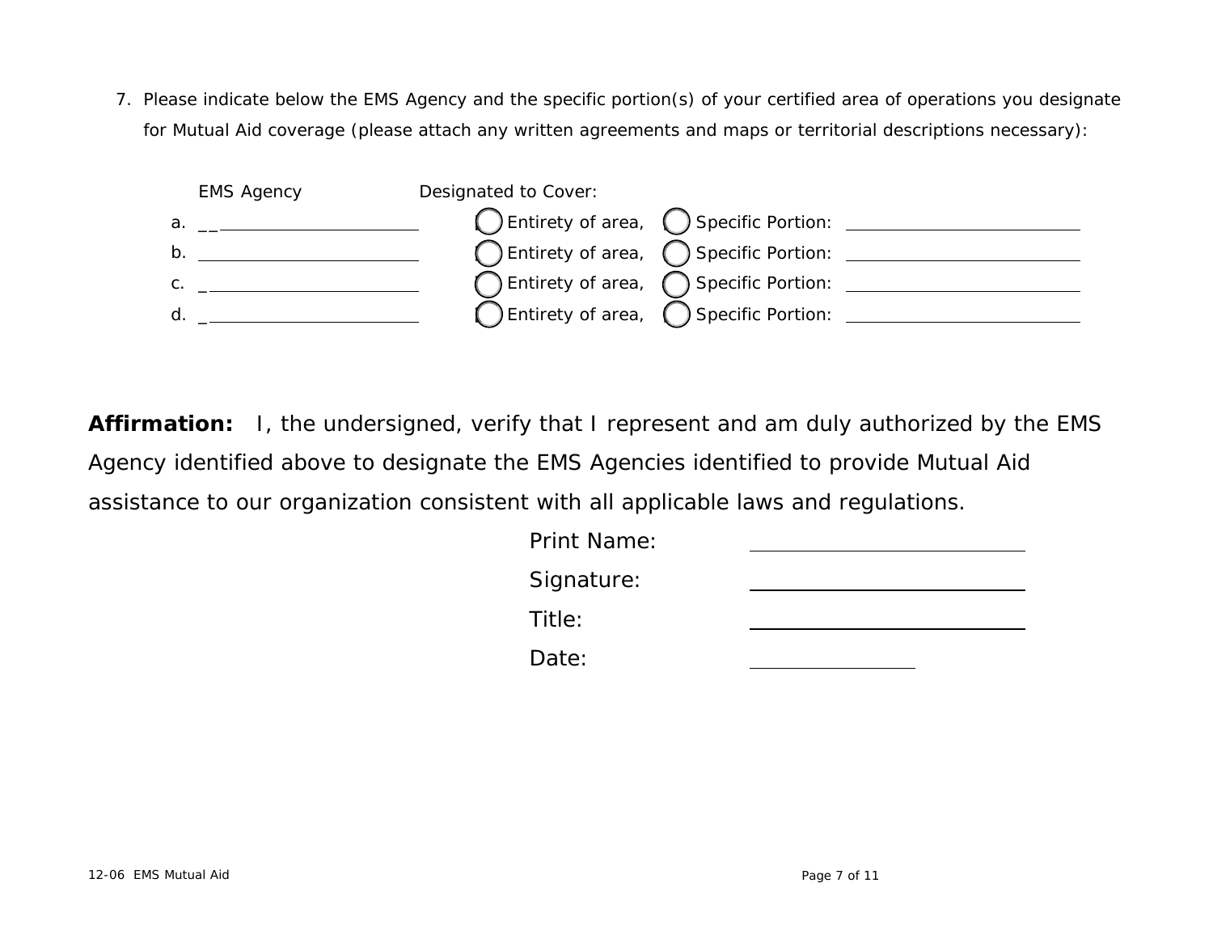7. Please indicate below the EMS Agency and the specific portion(s) of your certified area of operations you designate for Mutual Aid coverage (please attach any written agreements and maps or territorial descriptions necessary):

| EMS Agency | Designated to Cover: | | |
|---|---|---|---|
| a. ______________________ | ◯ Entirety of area, | ◯ Specific Portion: | ______________________ |
| b. ______________________ | ◯ Entirety of area, | ◯ Specific Portion: | ______________________ |
| c. ______________________ | ◯ Entirety of area, | ◯ Specific Portion: | ______________________ |
| d. ______________________ | ◯ Entirety of area, | ◯ Specific Portion: | ______________________ |

**Affirmation:** I, the undersigned, verify that I represent and am duly authorized by the EMS Agency identified above to designate the EMS Agencies identified to provide Mutual Aid assistance to our organization consistent with all applicable laws and regulations.

Print Name: ______________________

Signature: ______________________

Title: ______________________

Date: ______________

12-06 EMS Mutual Aid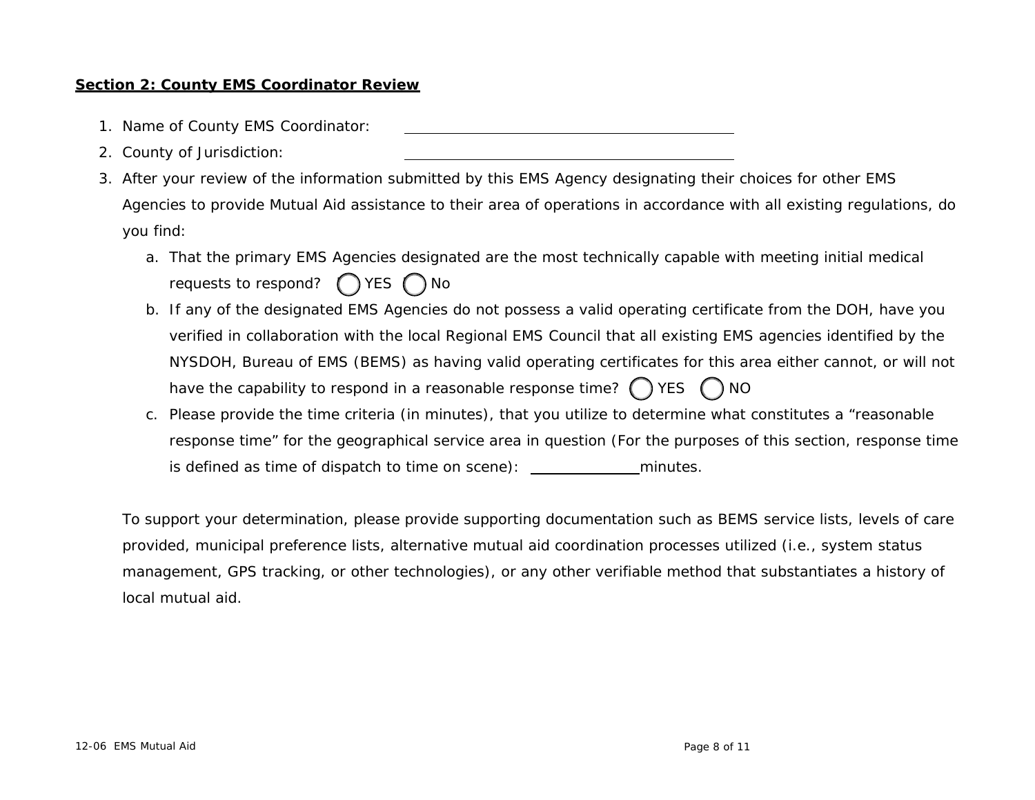**Section 2: County EMS Coordinator Review**

1. Name of County EMS Coordinator: ______________________________
2. County of Jurisdiction: ______________________________
3. After your review of the information submitted by this EMS Agency designating their choices for other EMS Agencies to provide Mutual Aid assistance to their area of operations in accordance with all existing regulations, do you find:
   a. That the primary EMS Agencies designated are the most technically capable with meeting initial medical requests to respond? ◯ YES ◯ No
   b. If any of the designated EMS Agencies do not possess a valid operating certificate from the DOH, have you verified in collaboration with the local Regional EMS Council that all existing EMS agencies identified by the NYSDOH, Bureau of EMS (BEMS) as having valid operating certificates for this area either cannot, or will not have the capability to respond in a reasonable response time? ◯ YES ◯ NO
   c. Please provide the time criteria (in minutes), that you utilize to determine what constitutes a "reasonable response time" for the geographical service area in question (For the purposes of this section, response time is defined as time of dispatch to time on scene): __________ minutes.

To support your determination, please provide supporting documentation such as BEMS service lists, levels of care provided, municipal preference lists, alternative mutual aid coordination processes utilized (i.e., system status management, GPS tracking, or other technologies), or any other verifiable method that substantiates a history of local mutual aid.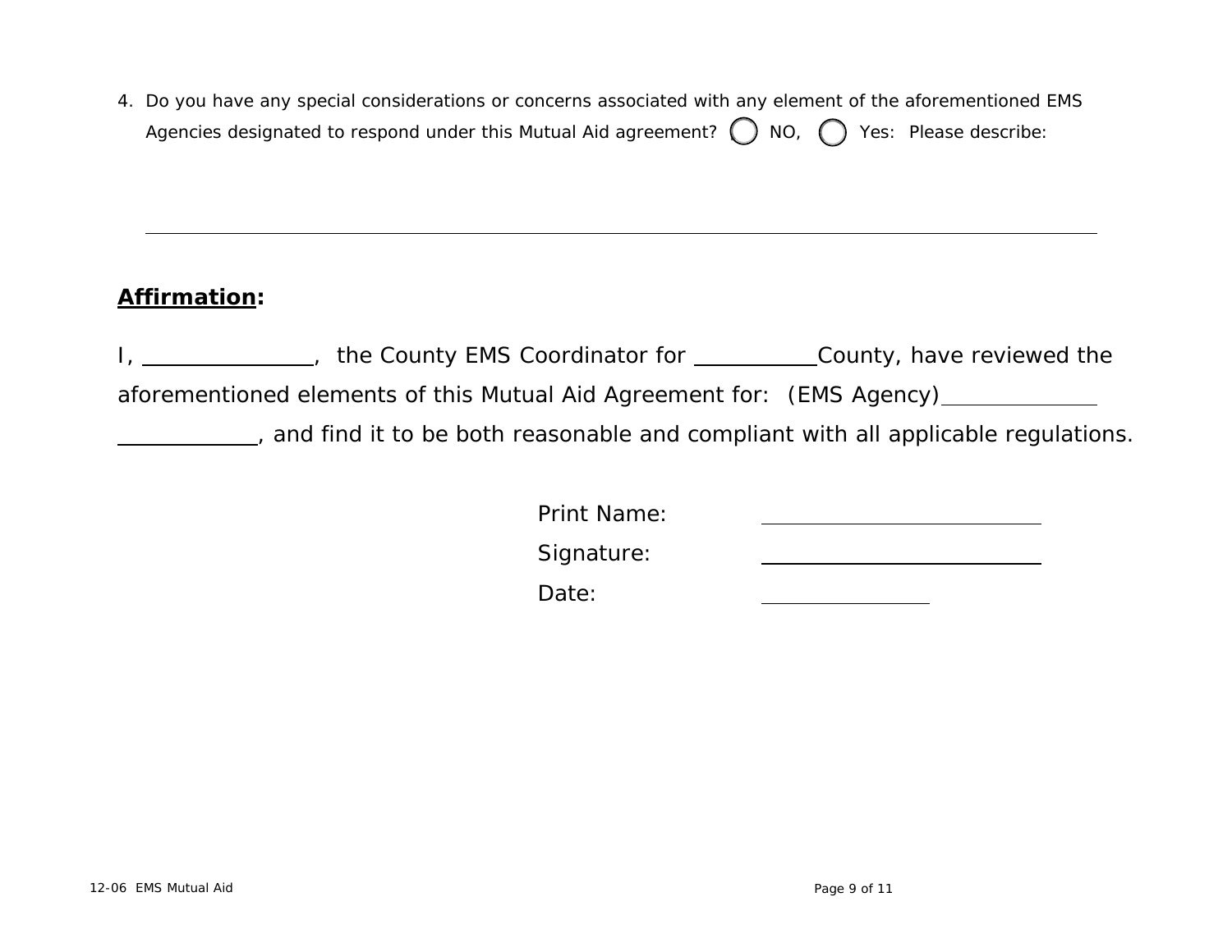4. Do you have any special considerations or concerns associated with any element of the aforementioned EMS Agencies designated to respond under this Mutual Aid agreement? ◯ NO, ◯ Yes: Please describe:

______________________________________________________________________________

## **Affirmation**:

I, _______________, the County EMS Coordinator for ___________County, have reviewed the aforementioned elements of this Mutual Aid Agreement for: (EMS Agency)______________ ____________, and find it to be both reasonable and compliant with all applicable regulations.

Print Name: ________________________

Signature: ________________________

Date: ______________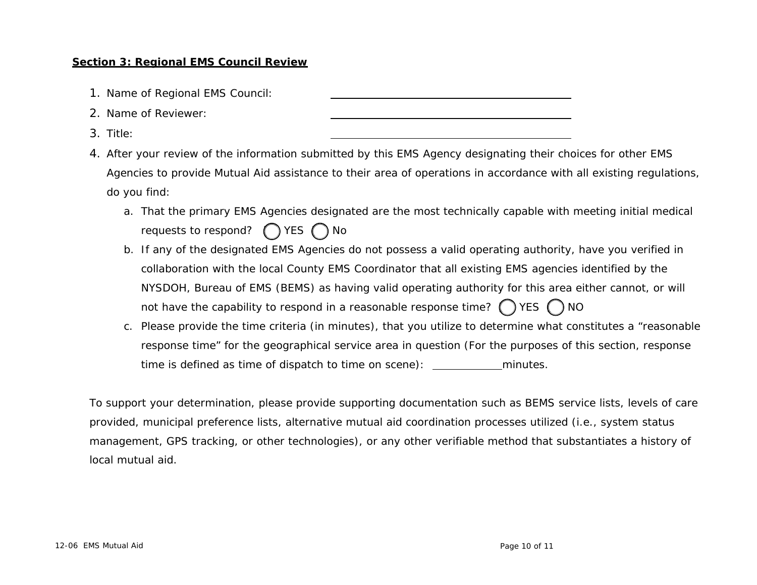**Section 3: Regional EMS Council Review**

1. Name of Regional EMS Council: ______________________________
2. Name of Reviewer: ______________________________
3. Title: ______________________________
4. After your review of the information submitted by this EMS Agency designating their choices for other EMS Agencies to provide Mutual Aid assistance to their area of operations in accordance with all existing regulations, do you find:
   a. That the primary EMS Agencies designated are the most technically capable with meeting initial medical requests to respond? ◯ YES ◯ No
   b. If any of the designated EMS Agencies do not possess a valid operating authority, have you verified in collaboration with the local County EMS Coordinator that all existing EMS agencies identified by the NYSDOH, Bureau of EMS (BEMS) as having valid operating authority for this area either cannot, or will not have the capability to respond in a reasonable response time? ◯ YES ◯ NO
   c. Please provide the time criteria (in minutes), that you utilize to determine what constitutes a "reasonable response time" for the geographical service area in question (For the purposes of this section, response time is defined as time of dispatch to time on scene): __________ minutes.

To support your determination, please provide supporting documentation such as BEMS service lists, levels of care provided, municipal preference lists, alternative mutual aid coordination processes utilized (i.e., system status management, GPS tracking, or other technologies), or any other verifiable method that substantiates a history of local mutual aid.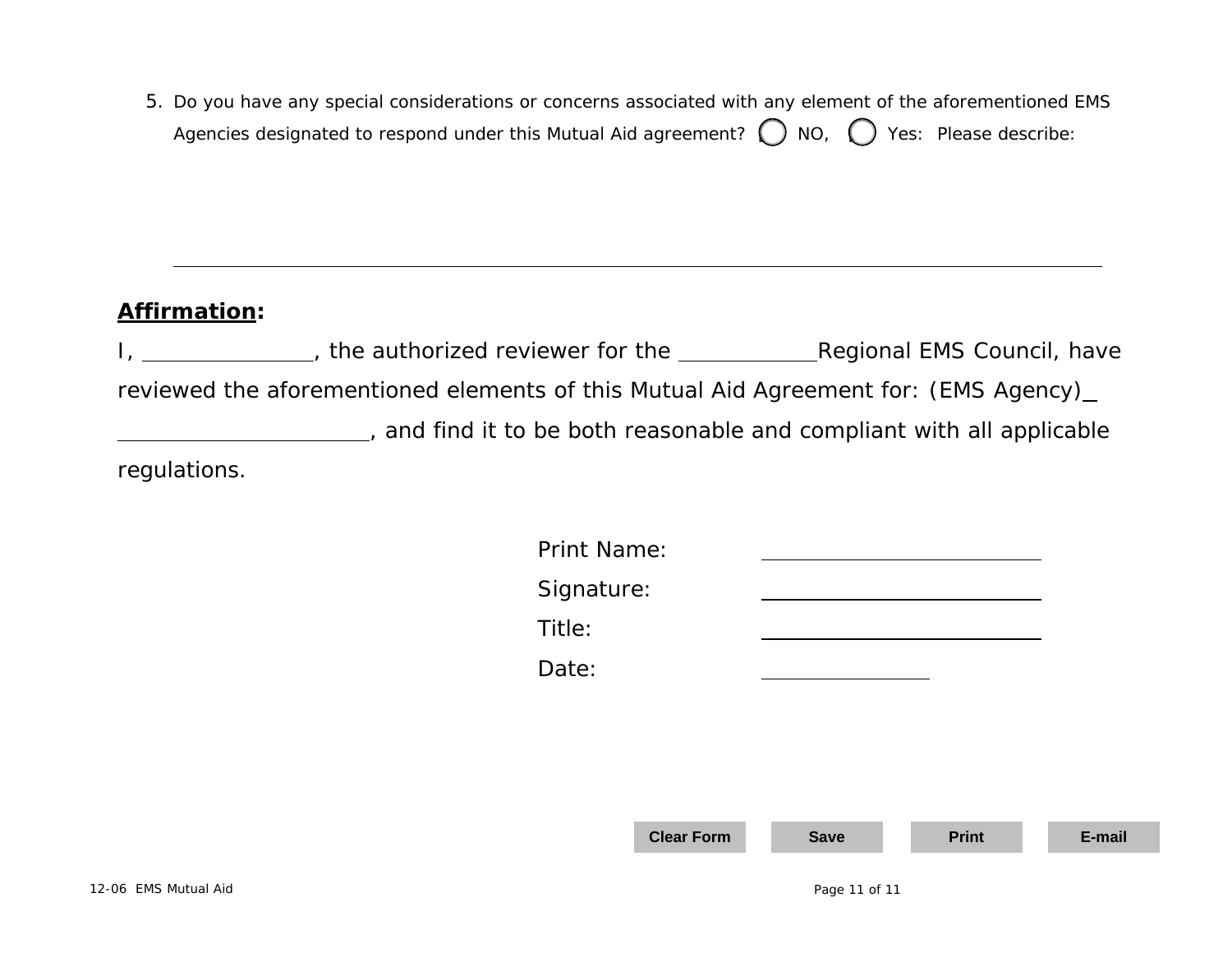5. Do you have any special considerations or concerns associated with any element of the aforementioned EMS Agencies designated to respond under this Mutual Aid agreement? ◯ NO, ◯ Yes: Please describe:

______________________________________________________________________________

**Affirmation:**

I, _______________, the authorized reviewer for the ____________Regional EMS Council, have reviewed the aforementioned elements of this Mutual Aid Agreement for: (EMS Agency)_ ______________________, and find it to be both reasonable and compliant with all applicable regulations.

Print Name: _________________________

Signature: _________________________

Title: _________________________

Date: _______________

Clear Form | Save | Print | E-mail

12-06 EMS Mutual Aid